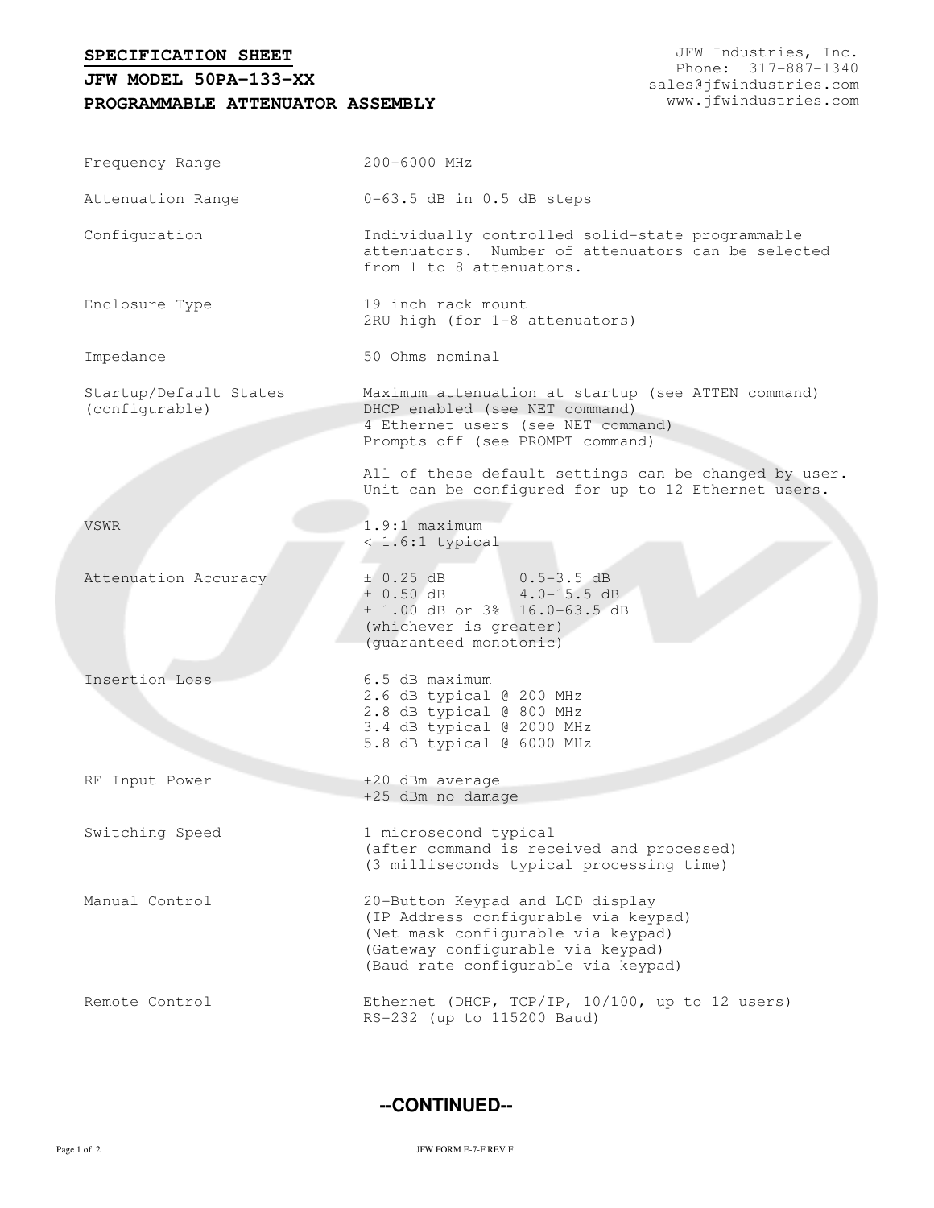# SPECIFICATION SHEET

## JFW MODEL 50PA-133-XX

## PROGRAMMABLE ATTENUATOR ASSEMBLY

JFW Industries, Inc.
Phone: 317-887-1340
sales@jfwindustries.com
www.jfwindustries.com

| | |
|---|---|
| Frequency Range | 200-6000 MHz |
| Attenuation Range | 0-63.5 dB in 0.5 dB steps |
| Configuration | Individually controlled solid-state programmable attenuators. Number of attenuators can be selected from 1 to 8 attenuators. |
| Enclosure Type | 19 inch rack mount<br>2RU high (for 1-8 attenuators) |
| Impedance | 50 Ohms nominal |
| Startup/Default States (configurable) | Maximum attenuation at startup (see ATTEN command)<br>DHCP enabled (see NET command)<br>4 Ethernet users (see NET command)<br>Prompts off (see PROMPT command)<br><br>All of these default settings can be changed by user. Unit can be configured for up to 12 Ethernet users. |
| VSWR | 1.9:1 maximum<br>< 1.6:1 typical |
| Attenuation Accuracy | ± 0.25 dB    0.5-3.5 dB<br>± 0.50 dB    4.0-15.5 dB<br>± 1.00 dB or 3%  16.0-63.5 dB<br>(whichever is greater)<br>(guaranteed monotonic) |
| Insertion Loss | 6.5 dB maximum<br>2.6 dB typical @ 200 MHz<br>2.8 dB typical @ 800 MHz<br>3.4 dB typical @ 2000 MHz<br>5.8 dB typical @ 6000 MHz |
| RF Input Power | +20 dBm average<br>+25 dBm no damage |
| Switching Speed | 1 microsecond typical<br>(after command is received and processed)<br>(3 milliseconds typical processing time) |
| Manual Control | 20-Button Keypad and LCD display<br>(IP Address configurable via keypad)<br>(Net mask configurable via keypad)<br>(Gateway configurable via keypad)<br>(Baud rate configurable via keypad) |
| Remote Control | Ethernet (DHCP, TCP/IP, 10/100, up to 12 users)<br>RS-232 (up to 115200 Baud) |

**--CONTINUED--**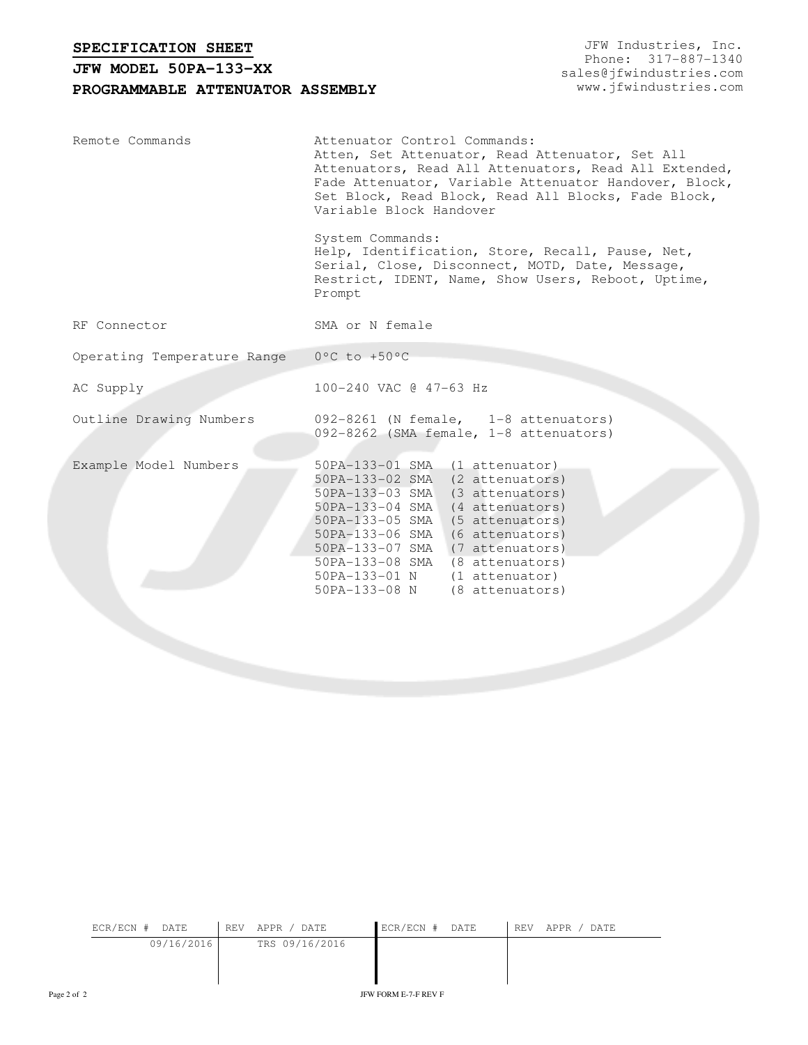**SPECIFICATION SHEET**

**JFW MODEL 50PA-133-XX**

**PROGRAMMABLE ATTENUATOR ASSEMBLY**

JFW Industries, Inc.
Phone: 317-887-1340
sales@jfwindustries.com
www.jfwindustries.com

| | |
|---|---|
| Remote Commands | Attenuator Control Commands:<br>Atten, Set Attenuator, Read Attenuator, Set All Attenuators, Read All Attenuators, Read All Extended, Fade Attenuator, Variable Attenuator Handover, Block, Set Block, Read Block, Read All Blocks, Fade Block, Variable Block Handover<br><br>System Commands:<br>Help, Identification, Store, Recall, Pause, Net, Serial, Close, Disconnect, MOTD, Date, Message, Restrict, IDENT, Name, Show Users, Reboot, Uptime, Prompt |
| RF Connector | SMA or N female |
| Operating Temperature Range | 0°C to +50°C |
| AC Supply | 100-240 VAC @ 47-63 Hz |
| Outline Drawing Numbers | 092-8261 (N female, 1-8 attenuators)<br>092-8262 (SMA female, 1-8 attenuators) |
| Example Model Numbers | 50PA-133-01 SMA (1 attenuator)<br>50PA-133-02 SMA (2 attenuators)<br>50PA-133-03 SMA (3 attenuators)<br>50PA-133-04 SMA (4 attenuators)<br>50PA-133-05 SMA (5 attenuators)<br>50PA-133-06 SMA (6 attenuators)<br>50PA-133-07 SMA (7 attenuators)<br>50PA-133-08 SMA (8 attenuators)<br>50PA-133-01 N (1 attenuator)<br>50PA-133-08 N (8 attenuators) |

| ECR/ECN # DATE | REV APPR / DATE | ECR/ECN # DATE | REV APPR / DATE |
|---|---|---|---|
| 09/16/2016 | TRS 09/16/2016 | | |

JFW FORM E-7-F REV F